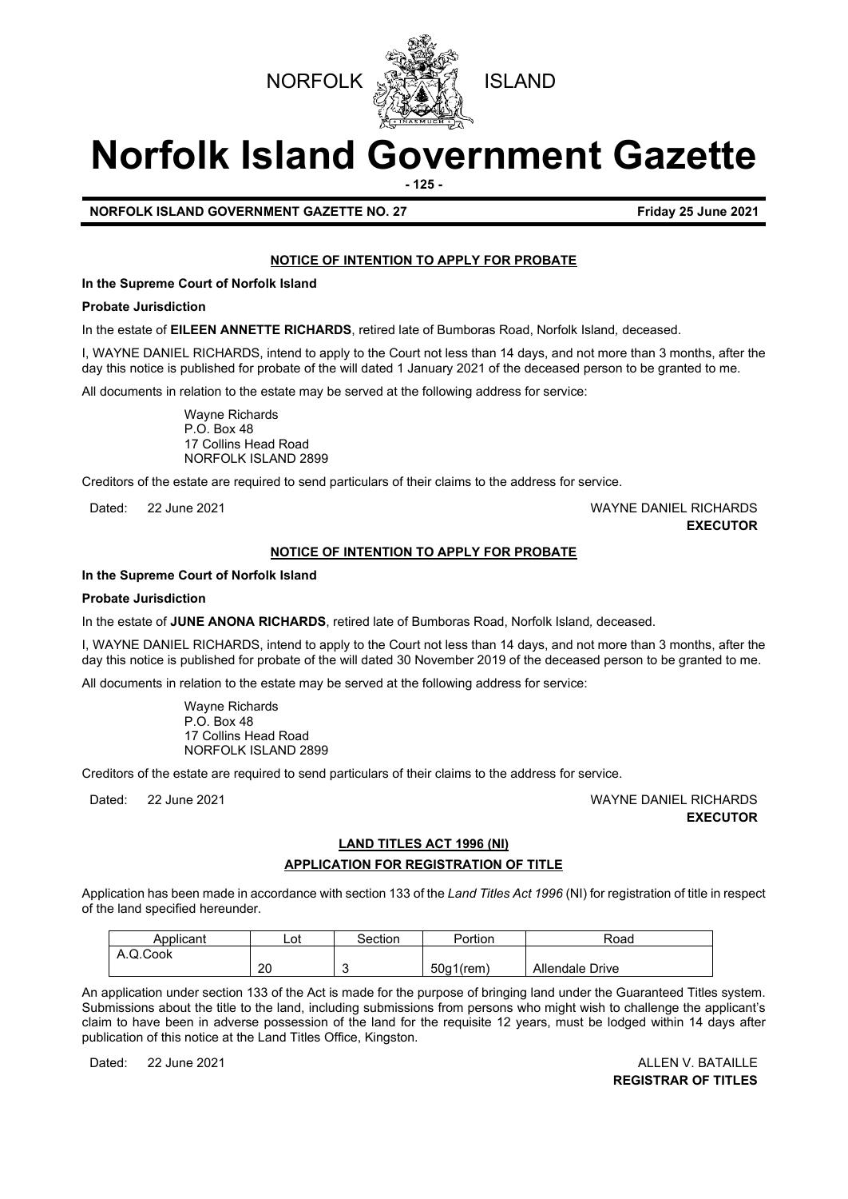NORFOLK ISLAND

# Norfolk Island Government Gazette

**NORFOLK ISLAND GOVERNMENT GAZETTE NO. 27** **Friday 25 June 2021**

## NOTICE OF INTENTION TO APPLY FOR PROBATE

**In the Supreme Court of Norfolk Island**

**Probate Jurisdiction**

In the estate of **EILEEN ANNETTE RICHARDS**, retired late of Bumboras Road, Norfolk Island, deceased.

I, WAYNE DANIEL RICHARDS, intend to apply to the Court not less than 14 days, and not more than 3 months, after the day this notice is published for probate of the will dated 1 January 2021 of the deceased person to be granted to me.

All documents in relation to the estate may be served at the following address for service:

Wayne Richards
P.O. Box 48
17 Collins Head Road
NORFOLK ISLAND 2899

Creditors of the estate are required to send particulars of their claims to the address for service.

Dated: 22 June 2021

WAYNE DANIEL RICHARDS
**EXECUTOR**

## NOTICE OF INTENTION TO APPLY FOR PROBATE

**In the Supreme Court of Norfolk Island**

**Probate Jurisdiction**

In the estate of **JUNE ANONA RICHARDS**, retired late of Bumboras Road, Norfolk Island, deceased.

I, WAYNE DANIEL RICHARDS, intend to apply to the Court not less than 14 days, and not more than 3 months, after the day this notice is published for probate of the will dated 30 November 2019 of the deceased person to be granted to me.

All documents in relation to the estate may be served at the following address for service:

Wayne Richards
P.O. Box 48
17 Collins Head Road
NORFOLK ISLAND 2899

Creditors of the estate are required to send particulars of their claims to the address for service.

Dated: 22 June 2021

WAYNE DANIEL RICHARDS
**EXECUTOR**

## LAND TITLES ACT 1996 (NI)

## APPLICATION FOR REGISTRATION OF TITLE

Application has been made in accordance with section 133 of the *Land Titles Act 1996* (NI) for registration of title in respect of the land specified hereunder.

| Applicant | Lot | Section | Portion | Road |
|---|---|---|---|---|
| A.Q.Cook | 20 | 3 | 50g1(rem) | Allendale Drive |

An application under section 133 of the Act is made for the purpose of bringing land under the Guaranteed Titles system. Submissions about the title to the land, including submissions from persons who might wish to challenge the applicant's claim to have been in adverse possession of the land for the requisite 12 years, must be lodged within 14 days after publication of this notice at the Land Titles Office, Kingston.

Dated: 22 June 2021

ALLEN V. BATAILLE
**REGISTRAR OF TITLES**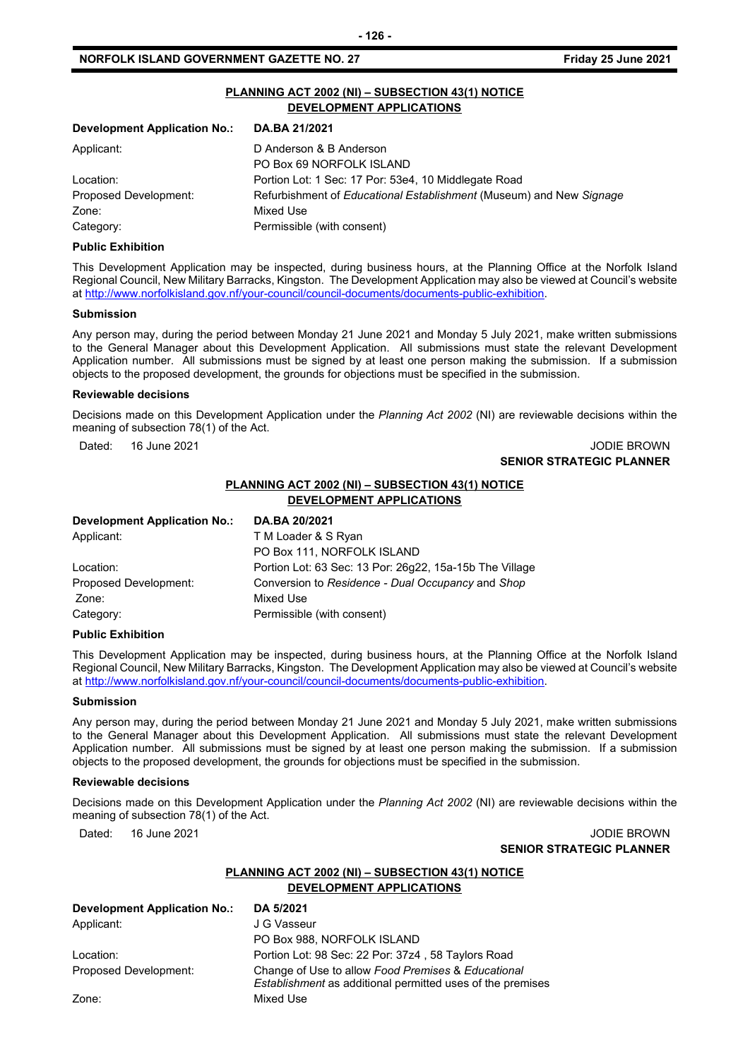## PLANNING ACT 2002 (NI) – SUBSECTION 43(1) NOTICE
## DEVELOPMENT APPLICATIONS

| **Development Application No.:** | **DA.BA 21/2021** |
|---|---|
| Applicant: | D Anderson & B Anderson<br>PO Box 69 NORFOLK ISLAND |
| Location: | Portion Lot: 1 Sec: 17 Por: 53e4, 10 Middlegate Road |
| Proposed Development: | Refurbishment of *Educational Establishment* (Museum) and New *Signage* |
| Zone: | Mixed Use |
| Category: | Permissible (with consent) |

**Public Exhibition**

This Development Application may be inspected, during business hours, at the Planning Office at the Norfolk Island Regional Council, New Military Barracks, Kingston. The Development Application may also be viewed at Council's website at http://www.norfolkisland.gov.nf/your-council/council-documents/documents-public-exhibition.

**Submission**

Any person may, during the period between Monday 21 June 2021 and Monday 5 July 2021, make written submissions to the General Manager about this Development Application. All submissions must state the relevant Development Application number. All submissions must be signed by at least one person making the submission. If a submission objects to the proposed development, the grounds for objections must be specified in the submission.

**Reviewable decisions**

Decisions made on this Development Application under the *Planning Act 2002* (NI) are reviewable decisions within the meaning of subsection 78(1) of the Act.

Dated: 16 June 2021

JODIE BROWN
**SENIOR STRATEGIC PLANNER**

## PLANNING ACT 2002 (NI) – SUBSECTION 43(1) NOTICE
## DEVELOPMENT APPLICATIONS

| **Development Application No.:** | **DA.BA 20/2021** |
|---|---|
| Applicant: | T M Loader & S Ryan<br>PO Box 111, NORFOLK ISLAND |
| Location: | Portion Lot: 63 Sec: 13 Por: 26g22, 15a-15b The Village |
| Proposed Development: | Conversion to *Residence - Dual Occupancy* and *Shop* |
| Zone: | Mixed Use |
| Category: | Permissible (with consent) |

**Public Exhibition**

This Development Application may be inspected, during business hours, at the Planning Office at the Norfolk Island Regional Council, New Military Barracks, Kingston. The Development Application may also be viewed at Council's website at http://www.norfolkisland.gov.nf/your-council/council-documents/documents-public-exhibition.

**Submission**

Any person may, during the period between Monday 21 June 2021 and Monday 5 July 2021, make written submissions to the General Manager about this Development Application. All submissions must state the relevant Development Application number. All submissions must be signed by at least one person making the submission. If a submission objects to the proposed development, the grounds for objections must be specified in the submission.

**Reviewable decisions**

Decisions made on this Development Application under the *Planning Act 2002* (NI) are reviewable decisions within the meaning of subsection 78(1) of the Act.

Dated: 16 June 2021

JODIE BROWN
**SENIOR STRATEGIC PLANNER**

## PLANNING ACT 2002 (NI) – SUBSECTION 43(1) NOTICE
## DEVELOPMENT APPLICATIONS

| **Development Application No.:** | **DA 5/2021** |
|---|---|
| Applicant: | J G Vasseur<br>PO Box 988, NORFOLK ISLAND |
| Location: | Portion Lot: 98 Sec: 22 Por: 37z4 , 58 Taylors Road |
| Proposed Development: | Change of Use to allow *Food Premises* & *Educational Establishment* as additional permitted uses of the premises |
| Zone: | Mixed Use |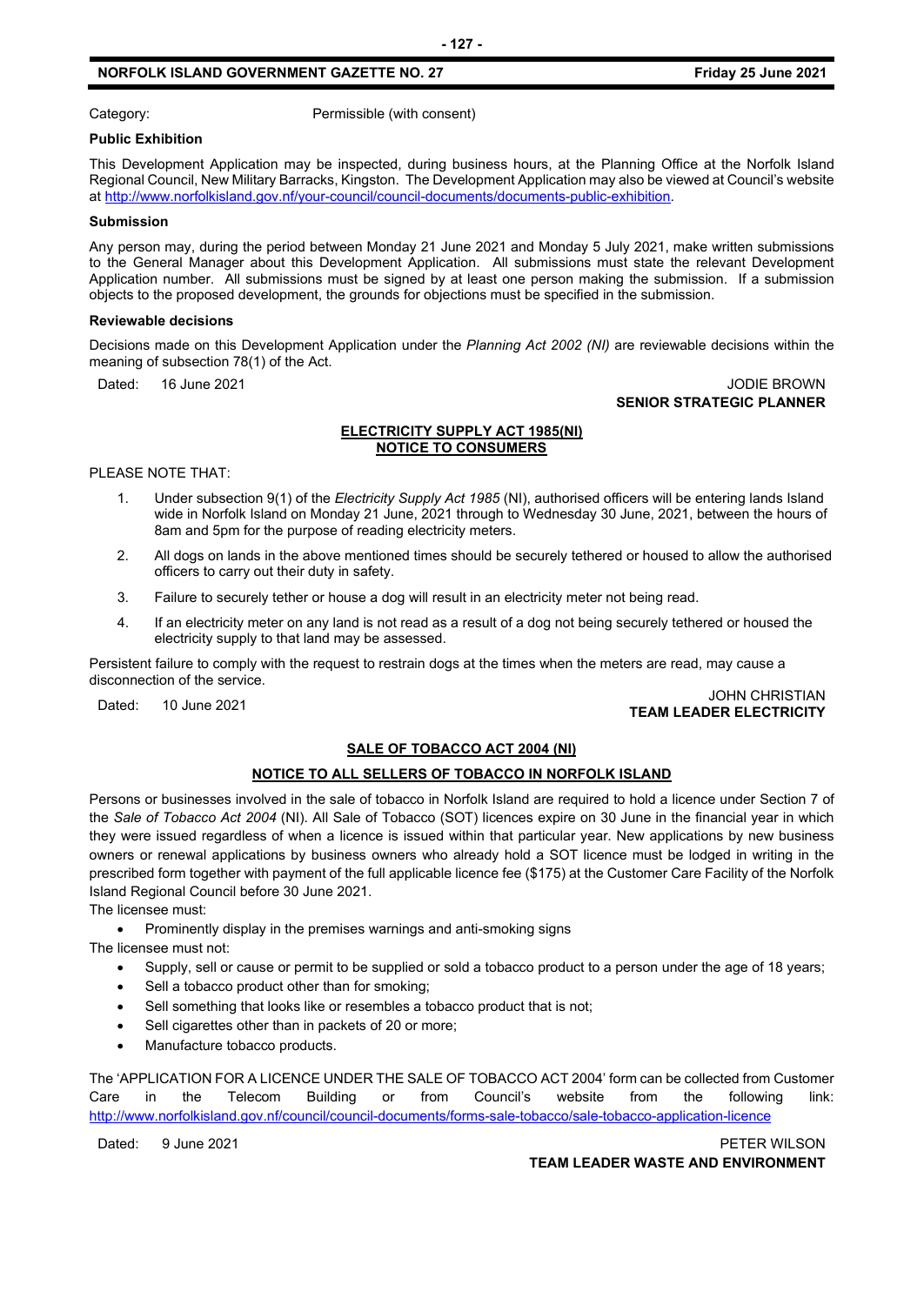Category: Permissible (with consent)

**Public Exhibition**

This Development Application may be inspected, during business hours, at the Planning Office at the Norfolk Island Regional Council, New Military Barracks, Kingston. The Development Application may also be viewed at Council's website at http://www.norfolkisland.gov.nf/your-council/council-documents/documents-public-exhibition.

**Submission**

Any person may, during the period between Monday 21 June 2021 and Monday 5 July 2021, make written submissions to the General Manager about this Development Application. All submissions must state the relevant Development Application number. All submissions must be signed by at least one person making the submission. If a submission objects to the proposed development, the grounds for objections must be specified in the submission.

**Reviewable decisions**

Decisions made on this Development Application under the *Planning Act 2002 (NI)* are reviewable decisions within the meaning of subsection 78(1) of the Act.

Dated: 16 June 2021

JODIE BROWN
**SENIOR STRATEGIC PLANNER**

## ELECTRICITY SUPPLY ACT 1985(NI)
## NOTICE TO CONSUMERS

PLEASE NOTE THAT:

1. Under subsection 9(1) of the *Electricity Supply Act 1985* (NI), authorised officers will be entering lands Island wide in Norfolk Island on Monday 21 June, 2021 through to Wednesday 30 June, 2021, between the hours of 8am and 5pm for the purpose of reading electricity meters.
2. All dogs on lands in the above mentioned times should be securely tethered or housed to allow the authorised officers to carry out their duty in safety.
3. Failure to securely tether or house a dog will result in an electricity meter not being read.
4. If an electricity meter on any land is not read as a result of a dog not being securely tethered or housed the electricity supply to that land may be assessed.

Persistent failure to comply with the request to restrain dogs at the times when the meters are read, may cause a disconnection of the service.

Dated: 10 June 2021

JOHN CHRISTIAN
**TEAM LEADER ELECTRICITY**

## SALE OF TOBACCO ACT 2004 (NI)

## NOTICE TO ALL SELLERS OF TOBACCO IN NORFOLK ISLAND

Persons or businesses involved in the sale of tobacco in Norfolk Island are required to hold a licence under Section 7 of the *Sale of Tobacco Act 2004* (NI). All Sale of Tobacco (SOT) licences expire on 30 June in the financial year in which they were issued regardless of when a licence is issued within that particular year. New applications by new business owners or renewal applications by business owners who already hold a SOT licence must be lodged in writing in the prescribed form together with payment of the full applicable licence fee ($175) at the Customer Care Facility of the Norfolk Island Regional Council before 30 June 2021.

The licensee must:

- Prominently display in the premises warnings and anti-smoking signs

The licensee must not:

- Supply, sell or cause or permit to be supplied or sold a tobacco product to a person under the age of 18 years;
- Sell a tobacco product other than for smoking;
- Sell something that looks like or resembles a tobacco product that is not;
- Sell cigarettes other than in packets of 20 or more;
- Manufacture tobacco products.

The 'APPLICATION FOR A LICENCE UNDER THE SALE OF TOBACCO ACT 2004' form can be collected from Customer Care in the Telecom Building or from Council's website from the following link: http://www.norfolkisland.gov.nf/council/council-documents/forms-sale-tobacco/sale-tobacco-application-licence

Dated: 9 June 2021

PETER WILSON
**TEAM LEADER WASTE AND ENVIRONMENT**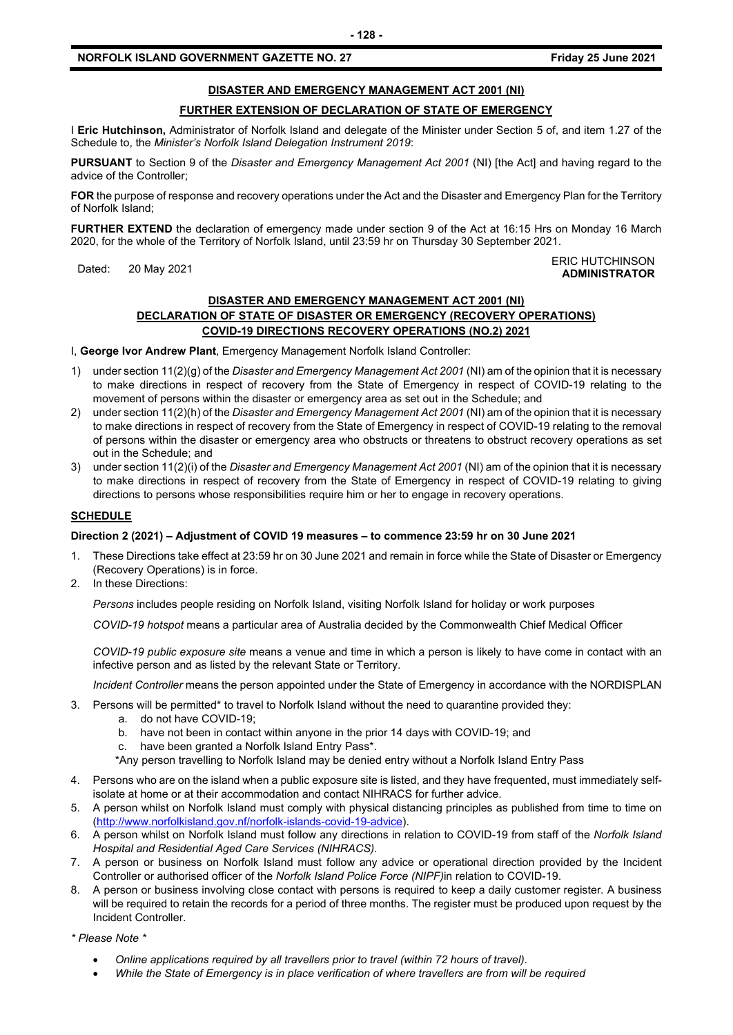## DISASTER AND EMERGENCY MANAGEMENT ACT 2001 (NI)

## FURTHER EXTENSION OF DECLARATION OF STATE OF EMERGENCY

I **Eric Hutchinson,** Administrator of Norfolk Island and delegate of the Minister under Section 5 of, and item 1.27 of the Schedule to, the *Minister's Norfolk Island Delegation Instrument 2019*:

**PURSUANT** to Section 9 of the *Disaster and Emergency Management Act 2001* (NI) [the Act] and having regard to the advice of the Controller;

**FOR** the purpose of response and recovery operations under the Act and the Disaster and Emergency Plan for the Territory of Norfolk Island;

**FURTHER EXTEND** the declaration of emergency made under section 9 of the Act at 16:15 Hrs on Monday 16 March 2020, for the whole of the Territory of Norfolk Island, until 23:59 hr on Thursday 30 September 2021.

Dated: 20 May 2021

ERIC HUTCHINSON
**ADMINISTRATOR**

## DISASTER AND EMERGENCY MANAGEMENT ACT 2001 (NI)
## DECLARATION OF STATE OF DISASTER OR EMERGENCY (RECOVERY OPERATIONS)
## COVID-19 DIRECTIONS RECOVERY OPERATIONS (NO.2) 2021

I, **George Ivor Andrew Plant**, Emergency Management Norfolk Island Controller:

1) under section 11(2)(g) of the *Disaster and Emergency Management Act 2001* (NI) am of the opinion that it is necessary to make directions in respect of recovery from the State of Emergency in respect of COVID-19 relating to the movement of persons within the disaster or emergency area as set out in the Schedule; and
2) under section 11(2)(h) of the *Disaster and Emergency Management Act 2001* (NI) am of the opinion that it is necessary to make directions in respect of recovery from the State of Emergency in respect of COVID-19 relating to the removal of persons within the disaster or emergency area who obstructs or threatens to obstruct recovery operations as set out in the Schedule; and
3) under section 11(2)(i) of the *Disaster and Emergency Management Act 2001* (NI) am of the opinion that it is necessary to make directions in respect of recovery from the State of Emergency in respect of COVID-19 relating to giving directions to persons whose responsibilities require him or her to engage in recovery operations.

### SCHEDULE

**Direction 2 (2021) – Adjustment of COVID 19 measures – to commence 23:59 hr on 30 June 2021**

1. These Directions take effect at 23:59 hr on 30 June 2021 and remain in force while the State of Disaster or Emergency (Recovery Operations) is in force.
2. In these Directions:

   *Persons* includes people residing on Norfolk Island, visiting Norfolk Island for holiday or work purposes

   *COVID-19 hotspot* means a particular area of Australia decided by the Commonwealth Chief Medical Officer

   *COVID-19 public exposure site* means a venue and time in which a person is likely to have come in contact with an infective person and as listed by the relevant State or Territory.

   *Incident Controller* means the person appointed under the State of Emergency in accordance with the NORDISPLAN

3. Persons will be permitted* to travel to Norfolk Island without the need to quarantine provided they:
   a. do not have COVID-19;
   b. have not been in contact within anyone in the prior 14 days with COVID-19; and
   c. have been granted a Norfolk Island Entry Pass*.

   *Any person travelling to Norfolk Island may be denied entry without a Norfolk Island Entry Pass

4. Persons who are on the island when a public exposure site is listed, and they have frequented, must immediately self-isolate at home or at their accommodation and contact NIHRACS for further advice.
5. A person whilst on Norfolk Island must comply with physical distancing principles as published from time to time on (http://www.norfolkisland.gov.nf/norfolk-islands-covid-19-advice).
6. A person whilst on Norfolk Island must follow any directions in relation to COVID-19 from staff of the *Norfolk Island Hospital and Residential Aged Care Services (NIHRACS).*
7. A person or business on Norfolk Island must follow any advice or operational direction provided by the Incident Controller or authorised officer of the *Norfolk Island Police Force (NIPF)*in relation to COVID-19.
8. A person or business involving close contact with persons is required to keep a daily customer register. A business will be required to retain the records for a period of three months. The register must be produced upon request by the Incident Controller.

*\* Please Note \**

- *Online applications required by all travellers prior to travel (within 72 hours of travel).*
- *While the State of Emergency is in place verification of where travellers are from will be required*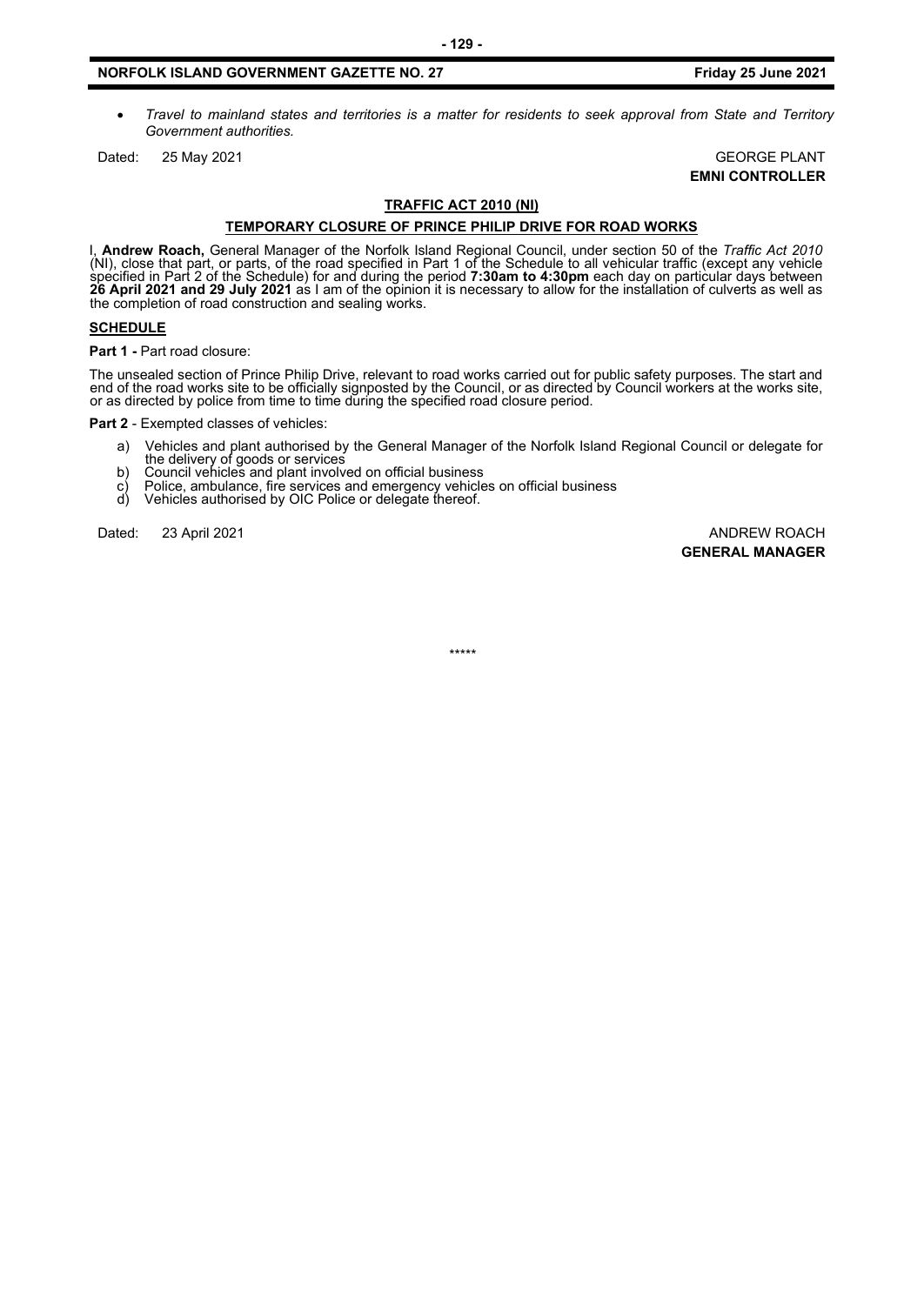- *Travel to mainland states and territories is a matter for residents to seek approval from State and Territory Government authorities.*

Dated: 25 May 2021

GEORGE PLANT
**EMNI CONTROLLER**

## TRAFFIC ACT 2010 (NI)

### TEMPORARY CLOSURE OF PRINCE PHILIP DRIVE FOR ROAD WORKS

I, **Andrew Roach,** General Manager of the Norfolk Island Regional Council, under section 50 of the *Traffic Act 2010* (NI), close that part, or parts, of the road specified in Part 1 of the Schedule to all vehicular traffic (except any vehicle specified in Part 2 of the Schedule) for and during the period **7:30am to 4:30pm** each day on particular days between **26 April 2021 and 29 July 2021** as I am of the opinion it is necessary to allow for the installation of culverts as well as the completion of road construction and sealing works.

**SCHEDULE**

**Part 1 -** Part road closure:

The unsealed section of Prince Philip Drive, relevant to road works carried out for public safety purposes. The start and end of the road works site to be officially signposted by the Council, or as directed by Council workers at the works site, or as directed by police from time to time during the specified road closure period.

**Part 2** - Exempted classes of vehicles:

a) Vehicles and plant authorised by the General Manager of the Norfolk Island Regional Council or delegate for the delivery of goods or services
b) Council vehicles and plant involved on official business
c) Police, ambulance, fire services and emergency vehicles on official business
d) Vehicles authorised by OIC Police or delegate thereof.

Dated: 23 April 2021

ANDREW ROACH
**GENERAL MANAGER**

\*\*\*\*\*